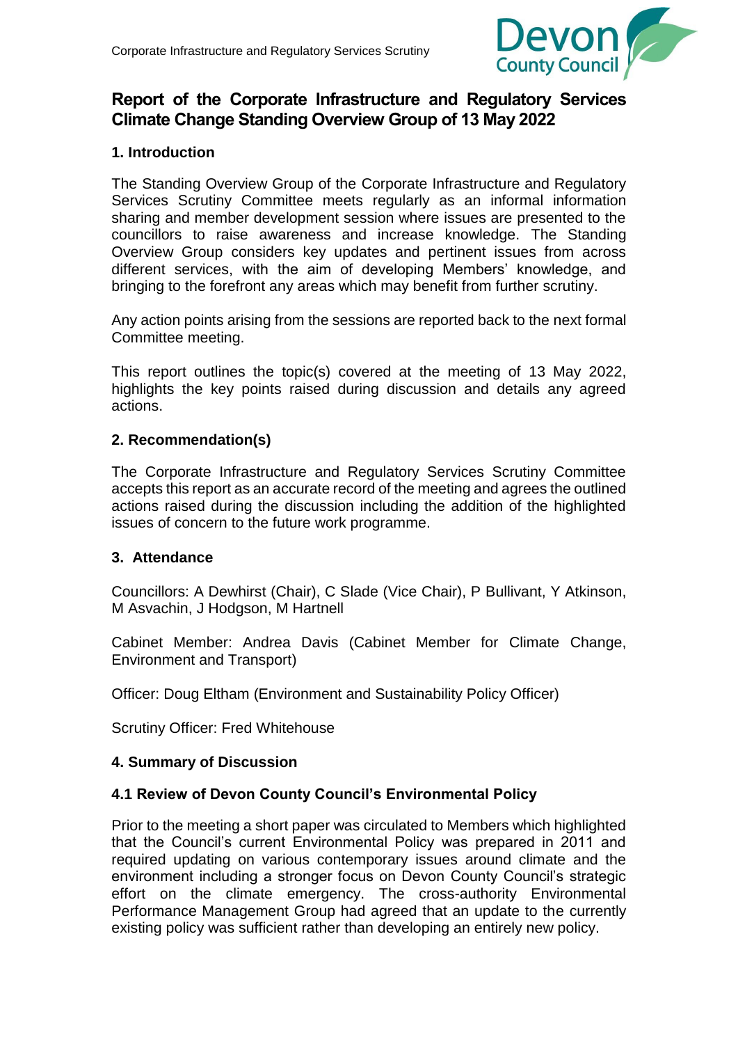# Report of the Corporate Infrastructure and Regulatory Services Climate Change Standing Overview Group of 13 May 2022

## 1. Introduction

The Standing Overview Group of the Corporate Infrastructure and Regulatory Services Scrutiny Committee meets regularly as an informal information sharing and member development session where issues are presented to the councillors to raise awareness and increase knowledge. The Standing Overview Group considers key updates and pertinent issues from across different services, with the aim of developing Members' knowledge, and bringing to the forefront any areas which may benefit from further scrutiny.

Any action points arising from the sessions are reported back to the next formal Committee meeting.

This report outlines the topic(s) covered at the meeting of 13 May 2022, highlights the key points raised during discussion and details any agreed actions.

## 2. Recommendation(s)

The Corporate Infrastructure and Regulatory Services Scrutiny Committee accepts this report as an accurate record of the meeting and agrees the outlined actions raised during the discussion including the addition of the highlighted issues of concern to the future work programme.

## 3. Attendance

Councillors: A Dewhirst (Chair), C Slade (Vice Chair), P Bullivant, Y Atkinson, M Asvachin, J Hodgson, M Hartnell

Cabinet Member: Andrea Davis (Cabinet Member for Climate Change, Environment and Transport)

Officer: Doug Eltham (Environment and Sustainability Policy Officer)

Scrutiny Officer: Fred Whitehouse

## 4. Summary of Discussion

### 4.1 Review of Devon County Council's Environmental Policy

Prior to the meeting a short paper was circulated to Members which highlighted that the Council's current Environmental Policy was prepared in 2011 and required updating on various contemporary issues around climate and the environment including a stronger focus on Devon County Council's strategic effort on the climate emergency. The cross-authority Environmental Performance Management Group had agreed that an update to the currently existing policy was sufficient rather than developing an entirely new policy.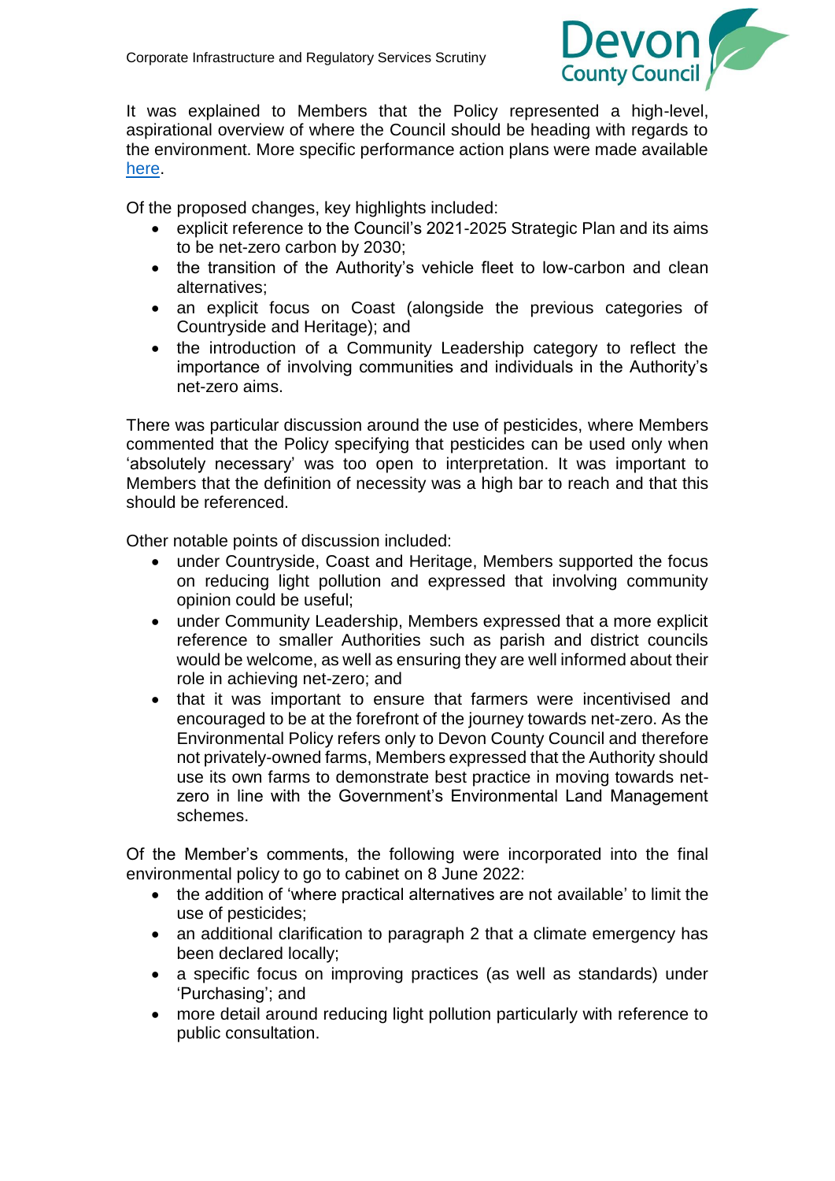It was explained to Members that the Policy represented a high-level, aspirational overview of where the Council should be heading with regards to the environment. More specific performance action plans were made available here.

Of the proposed changes, key highlights included:

- explicit reference to the Council's 2021-2025 Strategic Plan and its aims to be net-zero carbon by 2030;
- the transition of the Authority's vehicle fleet to low-carbon and clean alternatives;
- an explicit focus on Coast (alongside the previous categories of Countryside and Heritage); and
- the introduction of a Community Leadership category to reflect the importance of involving communities and individuals in the Authority's net-zero aims.

There was particular discussion around the use of pesticides, where Members commented that the Policy specifying that pesticides can be used only when 'absolutely necessary' was too open to interpretation. It was important to Members that the definition of necessity was a high bar to reach and that this should be referenced.

Other notable points of discussion included:

- under Countryside, Coast and Heritage, Members supported the focus on reducing light pollution and expressed that involving community opinion could be useful;
- under Community Leadership, Members expressed that a more explicit reference to smaller Authorities such as parish and district councils would be welcome, as well as ensuring they are well informed about their role in achieving net-zero; and
- that it was important to ensure that farmers were incentivised and encouraged to be at the forefront of the journey towards net-zero. As the Environmental Policy refers only to Devon County Council and therefore not privately-owned farms, Members expressed that the Authority should use its own farms to demonstrate best practice in moving towards net-zero in line with the Government's Environmental Land Management schemes.

Of the Member's comments, the following were incorporated into the final environmental policy to go to cabinet on 8 June 2022:

- the addition of 'where practical alternatives are not available' to limit the use of pesticides;
- an additional clarification to paragraph 2 that a climate emergency has been declared locally;
- a specific focus on improving practices (as well as standards) under 'Purchasing'; and
- more detail around reducing light pollution particularly with reference to public consultation.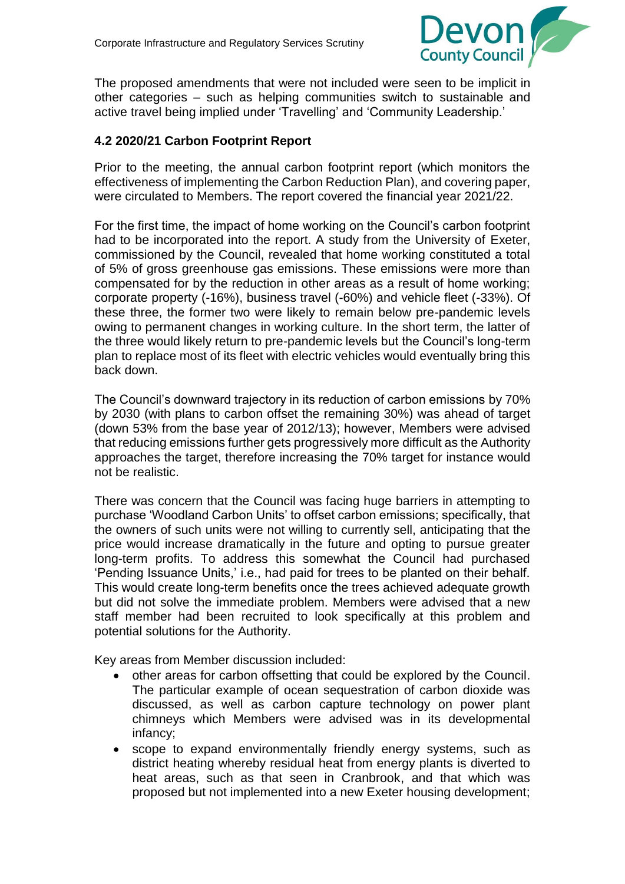The proposed amendments that were not included were seen to be implicit in other categories – such as helping communities switch to sustainable and active travel being implied under 'Travelling' and 'Community Leadership.'

### 4.2 2020/21 Carbon Footprint Report

Prior to the meeting, the annual carbon footprint report (which monitors the effectiveness of implementing the Carbon Reduction Plan), and covering paper, were circulated to Members. The report covered the financial year 2021/22.

For the first time, the impact of home working on the Council's carbon footprint had to be incorporated into the report. A study from the University of Exeter, commissioned by the Council, revealed that home working constituted a total of 5% of gross greenhouse gas emissions. These emissions were more than compensated for by the reduction in other areas as a result of home working; corporate property (-16%), business travel (-60%) and vehicle fleet (-33%). Of these three, the former two were likely to remain below pre-pandemic levels owing to permanent changes in working culture. In the short term, the latter of the three would likely return to pre-pandemic levels but the Council's long-term plan to replace most of its fleet with electric vehicles would eventually bring this back down.

The Council's downward trajectory in its reduction of carbon emissions by 70% by 2030 (with plans to carbon offset the remaining 30%) was ahead of target (down 53% from the base year of 2012/13); however, Members were advised that reducing emissions further gets progressively more difficult as the Authority approaches the target, therefore increasing the 70% target for instance would not be realistic.

There was concern that the Council was facing huge barriers in attempting to purchase 'Woodland Carbon Units' to offset carbon emissions; specifically, that the owners of such units were not willing to currently sell, anticipating that the price would increase dramatically in the future and opting to pursue greater long-term profits. To address this somewhat the Council had purchased 'Pending Issuance Units,' i.e., had paid for trees to be planted on their behalf. This would create long-term benefits once the trees achieved adequate growth but did not solve the immediate problem. Members were advised that a new staff member had been recruited to look specifically at this problem and potential solutions for the Authority.

Key areas from Member discussion included:

- other areas for carbon offsetting that could be explored by the Council. The particular example of ocean sequestration of carbon dioxide was discussed, as well as carbon capture technology on power plant chimneys which Members were advised was in its developmental infancy;
- scope to expand environmentally friendly energy systems, such as district heating whereby residual heat from energy plants is diverted to heat areas, such as that seen in Cranbrook, and that which was proposed but not implemented into a new Exeter housing development;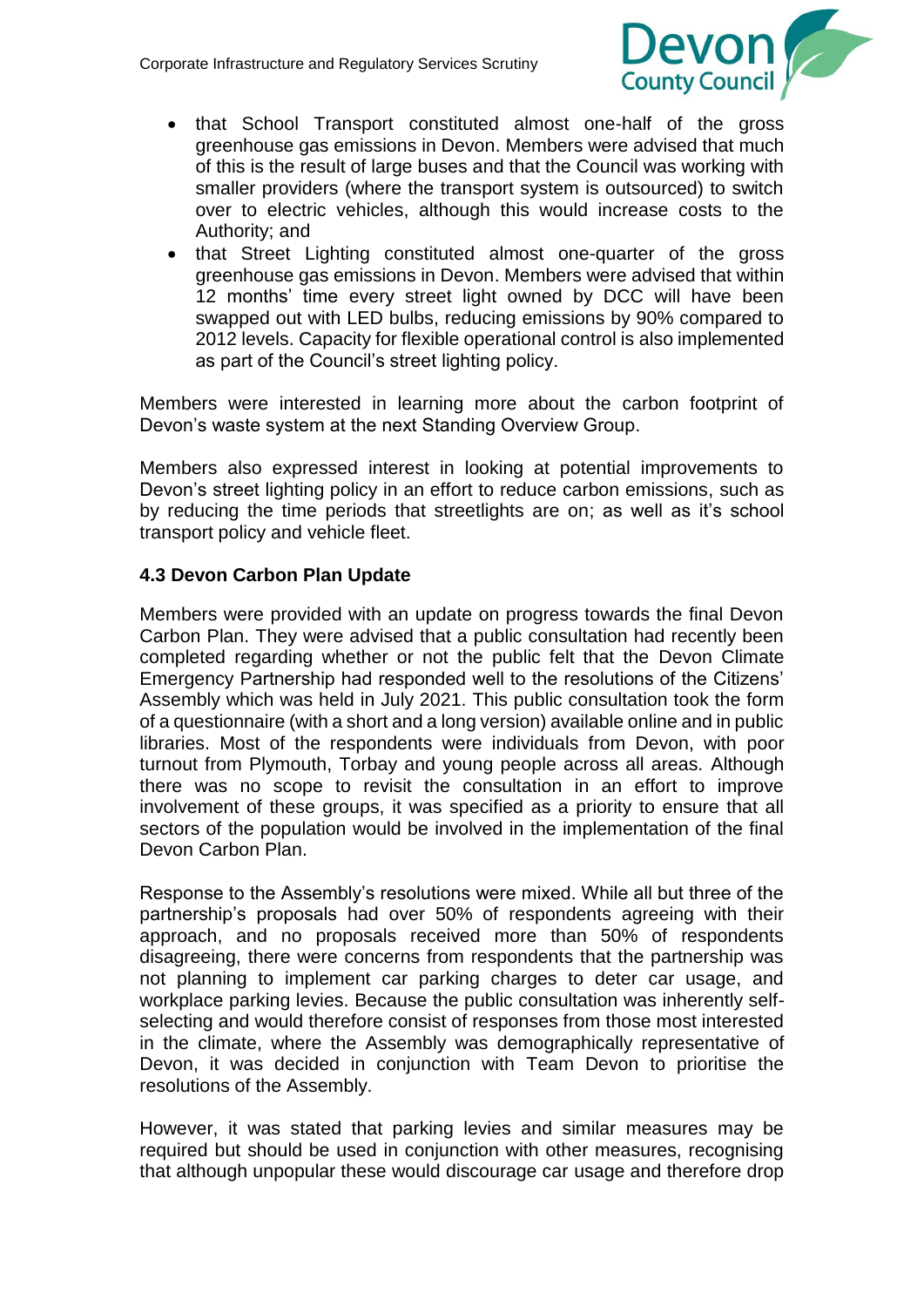- that School Transport constituted almost one-half of the gross greenhouse gas emissions in Devon. Members were advised that much of this is the result of large buses and that the Council was working with smaller providers (where the transport system is outsourced) to switch over to electric vehicles, although this would increase costs to the Authority; and
- that Street Lighting constituted almost one-quarter of the gross greenhouse gas emissions in Devon. Members were advised that within 12 months' time every street light owned by DCC will have been swapped out with LED bulbs, reducing emissions by 90% compared to 2012 levels. Capacity for flexible operational control is also implemented as part of the Council's street lighting policy.

Members were interested in learning more about the carbon footprint of Devon's waste system at the next Standing Overview Group.

Members also expressed interest in looking at potential improvements to Devon's street lighting policy in an effort to reduce carbon emissions, such as by reducing the time periods that streetlights are on; as well as it's school transport policy and vehicle fleet.

### 4.3 Devon Carbon Plan Update

Members were provided with an update on progress towards the final Devon Carbon Plan. They were advised that a public consultation had recently been completed regarding whether or not the public felt that the Devon Climate Emergency Partnership had responded well to the resolutions of the Citizens' Assembly which was held in July 2021. This public consultation took the form of a questionnaire (with a short and a long version) available online and in public libraries. Most of the respondents were individuals from Devon, with poor turnout from Plymouth, Torbay and young people across all areas. Although there was no scope to revisit the consultation in an effort to improve involvement of these groups, it was specified as a priority to ensure that all sectors of the population would be involved in the implementation of the final Devon Carbon Plan.

Response to the Assembly's resolutions were mixed. While all but three of the partnership's proposals had over 50% of respondents agreeing with their approach, and no proposals received more than 50% of respondents disagreeing, there were concerns from respondents that the partnership was not planning to implement car parking charges to deter car usage, and workplace parking levies. Because the public consultation was inherently self-selecting and would therefore consist of responses from those most interested in the climate, where the Assembly was demographically representative of Devon, it was decided in conjunction with Team Devon to prioritise the resolutions of the Assembly.

However, it was stated that parking levies and similar measures may be required but should be used in conjunction with other measures, recognising that although unpopular these would discourage car usage and therefore drop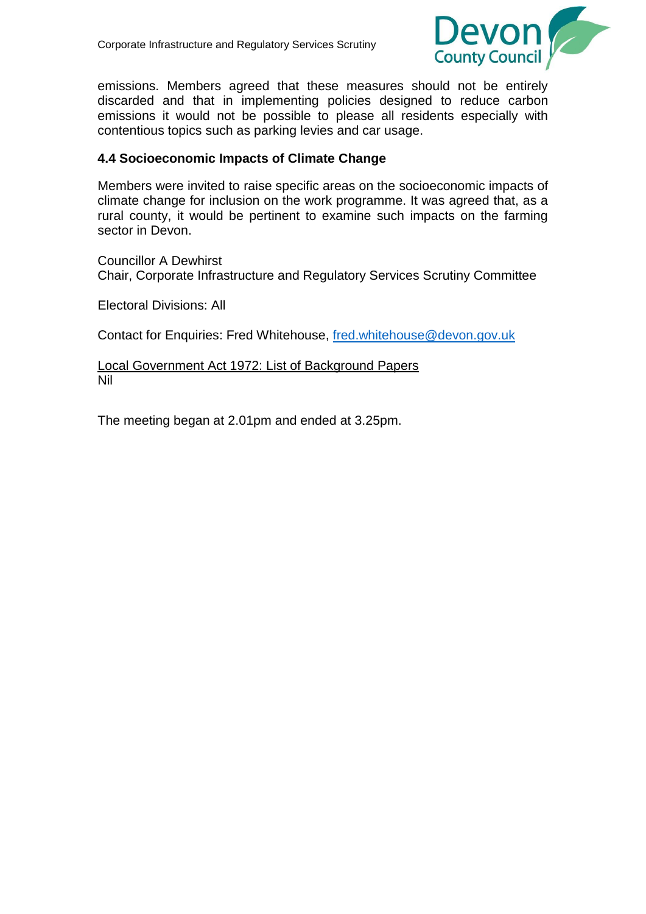emissions. Members agreed that these measures should not be entirely discarded and that in implementing policies designed to reduce carbon emissions it would not be possible to please all residents especially with contentious topics such as parking levies and car usage.

### 4.4 Socioeconomic Impacts of Climate Change

Members were invited to raise specific areas on the socioeconomic impacts of climate change for inclusion on the work programme. It was agreed that, as a rural county, it would be pertinent to examine such impacts on the farming sector in Devon.

Councillor A Dewhirst
Chair, Corporate Infrastructure and Regulatory Services Scrutiny Committee

Electoral Divisions: All

Contact for Enquiries: Fred Whitehouse, fred.whitehouse@devon.gov.uk

Local Government Act 1972: List of Background Papers
Nil

The meeting began at 2.01pm and ended at 3.25pm.